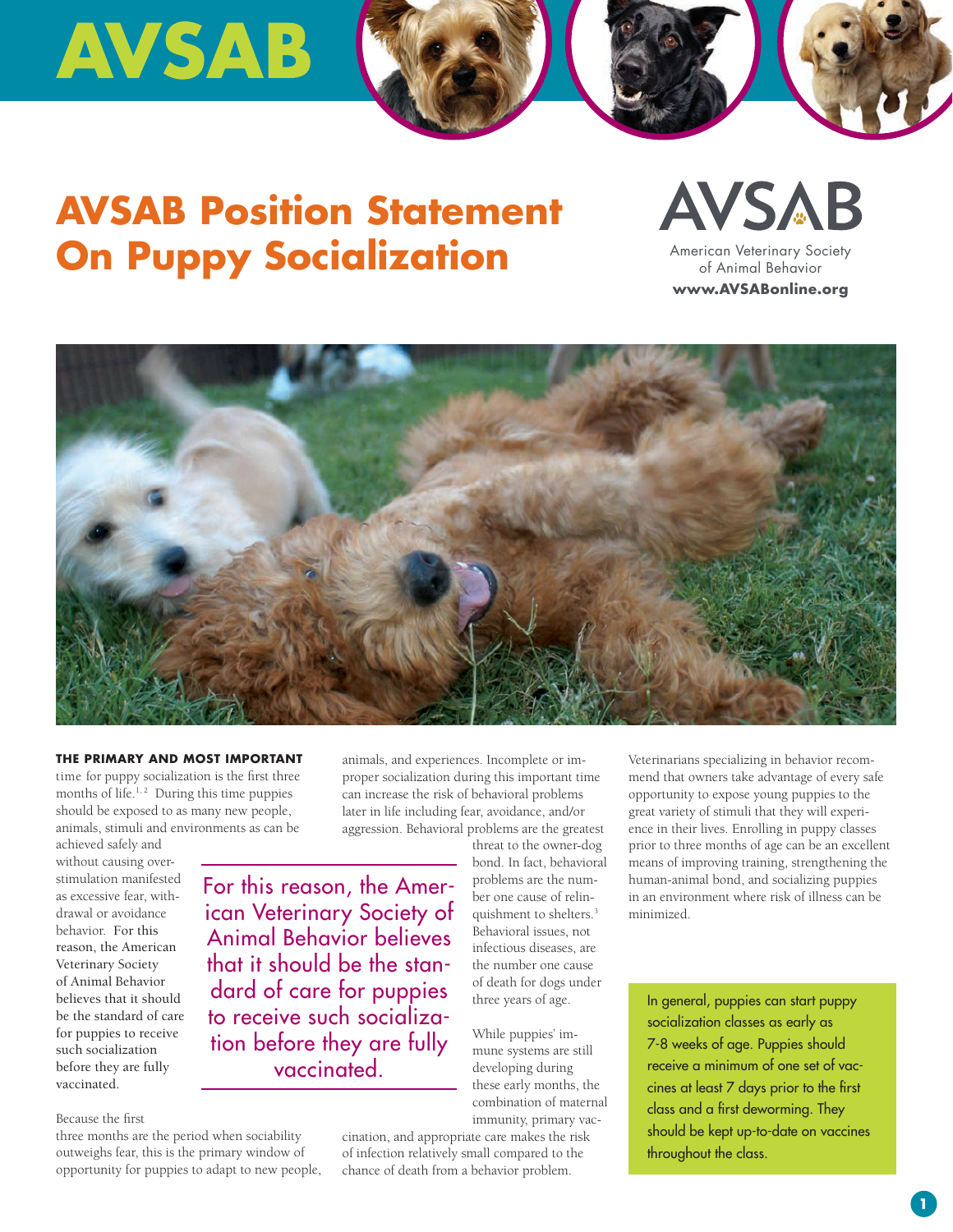# AVSAB Position Statement On Puppy Socialization

AVSAB
American Veterinary Society of Animal Behavior
**www.AVSABonline.org**

**THE PRIMARY AND MOST IMPORTANT** time for puppy socialization is the first three months of life.[1,2] During this time puppies should be exposed to as many new people, animals, stimuli and environments as can be achieved safely and without causing over-stimulation manifested as excessive fear, withdrawal or avoidance behavior. For this reason, the American Veterinary Society of Animal Behavior believes that it should be the standard of care for puppies to receive such socialization before they are fully vaccinated.

> For this reason, the American Veterinary Society of Animal Behavior believes that it should be the standard of care for puppies to receive such socialization before they are fully vaccinated.

Because the first three months are the period when sociability outweighs fear, this is the primary window of opportunity for puppies to adapt to new people, animals, and experiences. Incomplete or improper socialization during this important time can increase the risk of behavioral problems later in life including fear, avoidance, and/or aggression. Behavioral problems are the greatest threat to the owner-dog bond. In fact, behavioral problems are the number one cause of relinquishment to shelters.[3] Behavioral issues, not infectious diseases, are the number one cause of death for dogs under three years of age.

While puppies' immune systems are still developing during these early months, the combination of maternal immunity, primary vaccination, and appropriate care makes the risk of infection relatively small compared to the chance of death from a behavior problem.

Veterinarians specializing in behavior recommend that owners take advantage of every safe opportunity to expose young puppies to the great variety of stimuli that they will experience in their lives. Enrolling in puppy classes prior to three months of age can be an excellent means of improving training, strengthening the human-animal bond, and socializing puppies in an environment where risk of illness can be minimized.

> In general, puppies can start puppy socialization classes as early as 7-8 weeks of age. Puppies should receive a minimum of one set of vaccines at least 7 days prior to the first class and a first deworming. They should be kept up-to-date on vaccines throughout the class.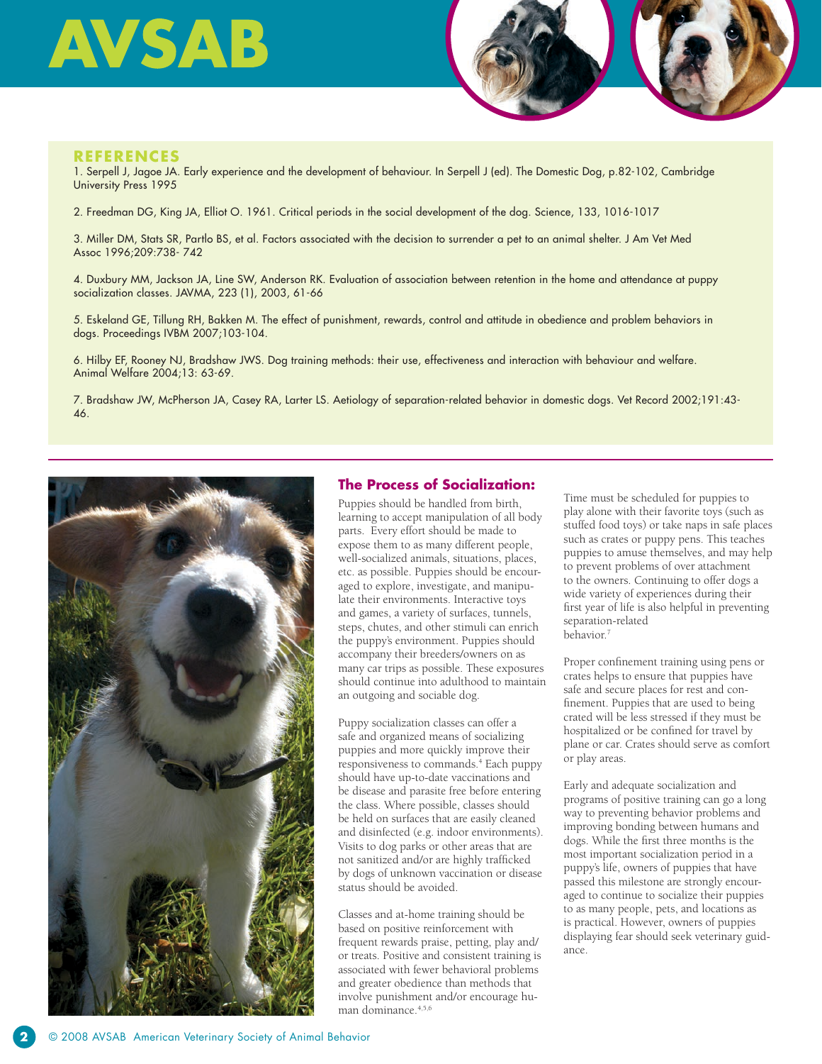# AVSAB

## REFERENCES

1. Serpell J, Jagoe JA. Early experience and the development of behaviour. In Serpell J (ed). The Domestic Dog, p.82-102, Cambridge University Press 1995

2. Freedman DG, King JA, Elliot O. 1961. Critical periods in the social development of the dog. Science, 133, 1016-1017

3. Miller DM, Stats SR, Partlo BS, et al. Factors associated with the decision to surrender a pet to an animal shelter. J Am Vet Med Assoc 1996;209:738- 742

4. Duxbury MM, Jackson JA, Line SW, Anderson RK. Evaluation of association between retention in the home and attendance at puppy socialization classes. JAVMA, 223 (1), 2003, 61-66

5. Eskeland GE, Tillung RH, Bakken M. The effect of punishment, rewards, control and attitude in obedience and problem behaviors in dogs. Proceedings IVBM 2007;103-104.

6. Hilby EF, Rooney NJ, Bradshaw JWS. Dog training methods: their use, effectiveness and interaction with behaviour and welfare. Animal Welfare 2004;13: 63-69.

7. Bradshaw JW, McPherson JA, Casey RA, Larter LS. Aetiology of separation-related behavior in domestic dogs. Vet Record 2002;191:43-46.

## The Process of Socialization:

Puppies should be handled from birth, learning to accept manipulation of all body parts. Every effort should be made to expose them to as many different people, well-socialized animals, situations, places, etc. as possible. Puppies should be encouraged to explore, investigate, and manipulate their environments. Interactive toys and games, a variety of surfaces, tunnels, steps, chutes, and other stimuli can enrich the puppy's environment. Puppies should accompany their breeders/owners on as many car trips as possible. These exposures should continue into adulthood to maintain an outgoing and sociable dog.

Puppy socialization classes can offer a safe and organized means of socializing puppies and more quickly improve their responsiveness to commands.[4] Each puppy should have up-to-date vaccinations and be disease and parasite free before entering the class. Where possible, classes should be held on surfaces that are easily cleaned and disinfected (e.g. indoor environments). Visits to dog parks or other areas that are not sanitized and/or are highly trafficked by dogs of unknown vaccination or disease status should be avoided.

Classes and at-home training should be based on positive reinforcement with frequent rewards praise, petting, play and/or treats. Positive and consistent training is associated with fewer behavioral problems and greater obedience than methods that involve punishment and/or encourage human dominance.[4,5,6]

Time must be scheduled for puppies to play alone with their favorite toys (such as stuffed food toys) or take naps in safe places such as crates or puppy pens. This teaches puppies to amuse themselves, and may help to prevent problems of over attachment to the owners. Continuing to offer dogs a wide variety of experiences during their first year of life is also helpful in preventing separation-related behavior.[7]

Proper confinement training using pens or crates helps to ensure that puppies have safe and secure places for rest and confinement. Puppies that are used to being crated will be less stressed if they must be hospitalized or be confined for travel by plane or car. Crates should serve as comfort or play areas.

Early and adequate socialization and programs of positive training can go a long way to preventing behavior problems and improving bonding between humans and dogs. While the first three months is the most important socialization period in a puppy's life, owners of puppies that have passed this milestone are strongly encouraged to continue to socialize their puppies to as many people, pets, and locations as is practical. However, owners of puppies displaying fear should seek veterinary guidance.

© 2008 AVSAB American Veterinary Society of Animal Behavior